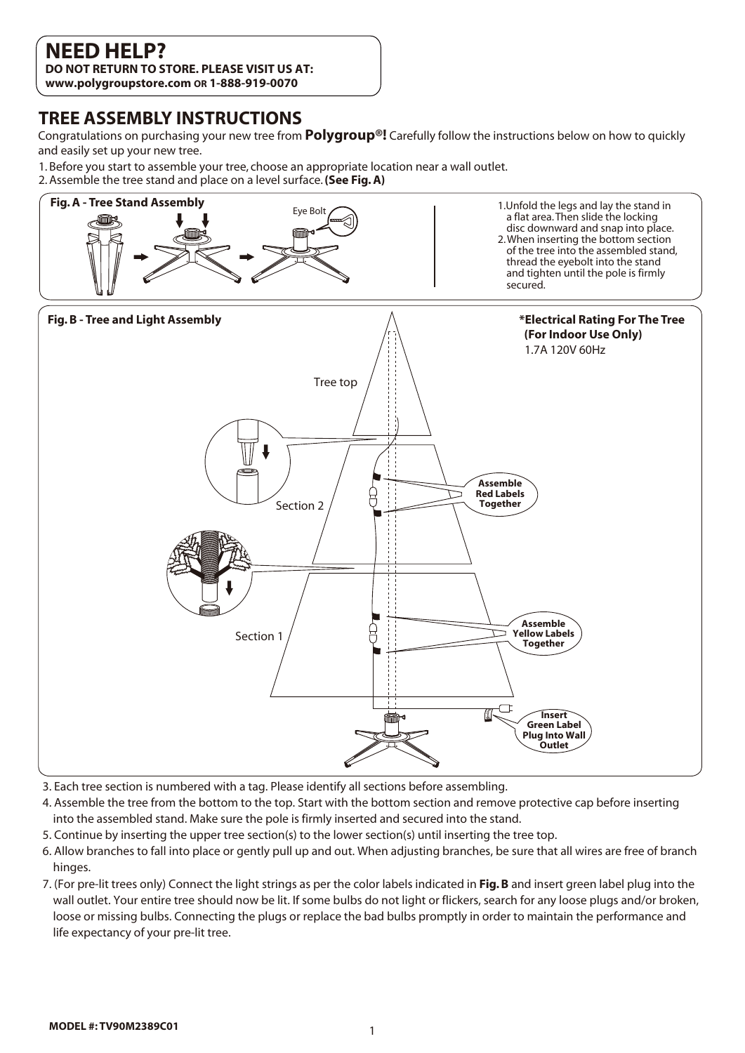## NEED HELP?

**DO NOT RETURN TO STORE. PLEASE VISIT US AT:**
**www.polygroupstore.com OR 1-888-919-0070**

## TREE ASSEMBLY INSTRUCTIONS

Congratulations on purchasing your new tree from **Polygroup®!** Carefully follow the instructions below on how to quickly and easily set up your new tree.

1. Before you start to assemble your tree, choose an appropriate location near a wall outlet.
2. Assemble the tree stand and place on a level surface. **(See Fig. A)**

**Fig. A - Tree Stand Assembly**

Eye Bolt

1. Unfold the legs and lay the stand in a flat area. Then slide the locking disc downward and snap into place.
2. When inserting the bottom section of the tree into the assembled stand, thread the eyebolt into the stand and tighten until the pole is firmly secured.

**Fig. B - Tree and Light Assembly**

**\*Electrical Rating For The Tree (For Indoor Use Only)**
1.7A 120V 60Hz

Tree top

Section 2

Section 1

**Assemble Red Labels Together**

**Assemble Yellow Labels Together**

**Insert Green Label Plug Into Wall Outlet**

3. Each tree section is numbered with a tag. Please identify all sections before assembling.
4. Assemble the tree from the bottom to the top. Start with the bottom section and remove protective cap before inserting into the assembled stand. Make sure the pole is firmly inserted and secured into the stand.
5. Continue by inserting the upper tree section(s) to the lower section(s) until inserting the tree top.
6. Allow branches to fall into place or gently pull up and out. When adjusting branches, be sure that all wires are free of branch hinges.
7. (For pre-lit trees only) Connect the light strings as per the color labels indicated in **Fig. B** and insert green label plug into the wall outlet. Your entire tree should now be lit. If some bulbs do not light or flickers, search for any loose plugs and/or broken, loose or missing bulbs. Connecting the plugs or replace the bad bulbs promptly in order to maintain the performance and life expectancy of your pre-lit tree.

**MODEL #: TV90M2389C01**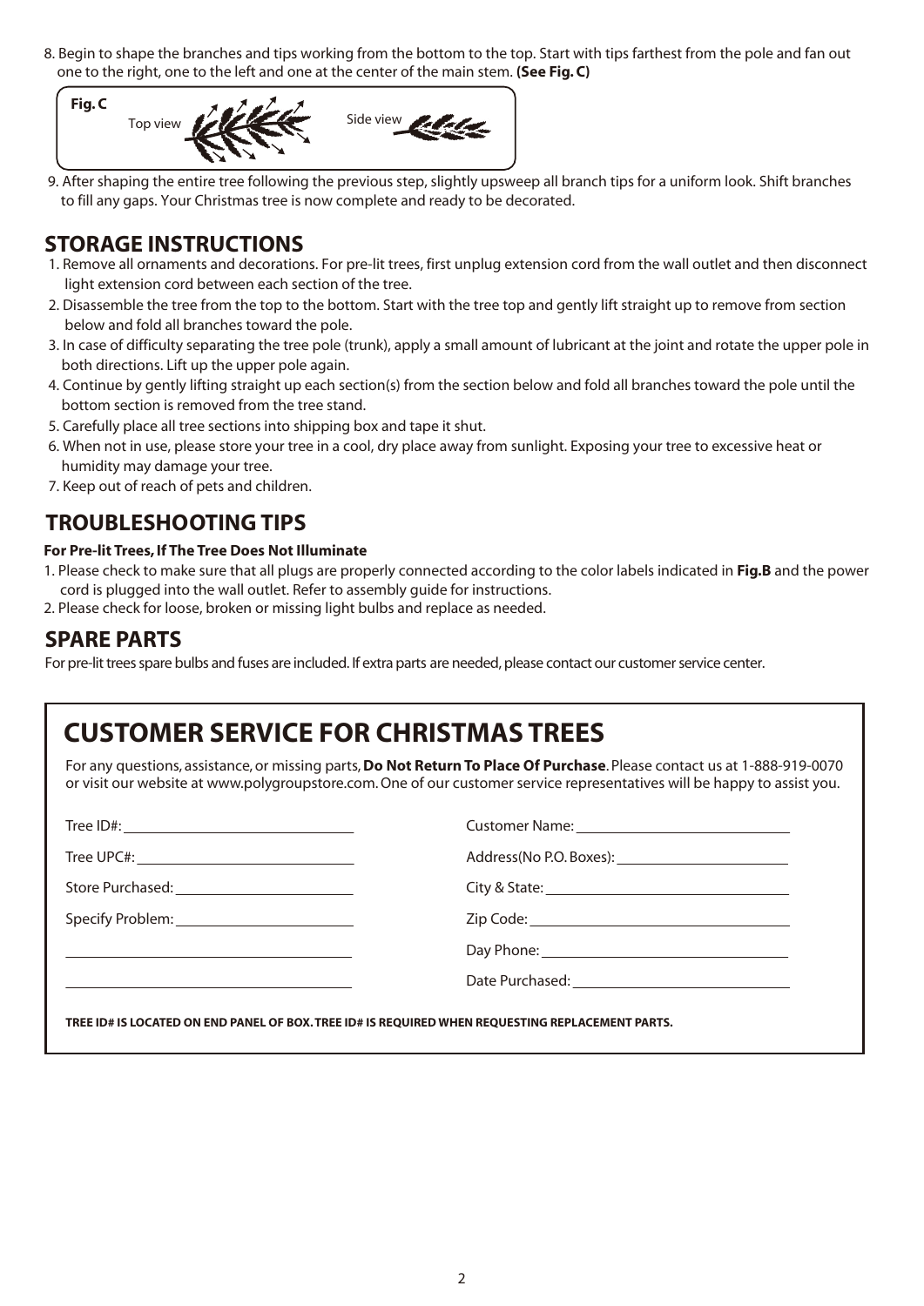8. Begin to shape the branches and tips working from the bottom to the top. Start with tips farthest from the pole and fan out one to the right, one to the left and one at the center of the main stem. **(See Fig. C)**

**Fig. C**

Top view

Side view

9. After shaping the entire tree following the previous step, slightly upsweep all branch tips for a uniform look. Shift branches to fill any gaps. Your Christmas tree is now complete and ready to be decorated.

## STORAGE INSTRUCTIONS

1. Remove all ornaments and decorations. For pre-lit trees, first unplug extension cord from the wall outlet and then disconnect light extension cord between each section of the tree.
2. Disassemble the tree from the top to the bottom. Start with the tree top and gently lift straight up to remove from section below and fold all branches toward the pole.
3. In case of difficulty separating the tree pole (trunk), apply a small amount of lubricant at the joint and rotate the upper pole in both directions. Lift up the upper pole again.
4. Continue by gently lifting straight up each section(s) from the section below and fold all branches toward the pole until the bottom section is removed from the tree stand.
5. Carefully place all tree sections into shipping box and tape it shut.
6. When not in use, please store your tree in a cool, dry place away from sunlight. Exposing your tree to excessive heat or humidity may damage your tree.
7. Keep out of reach of pets and children.

## TROUBLESHOOTING TIPS

**For Pre-lit Trees, If The Tree Does Not Illuminate**

1. Please check to make sure that all plugs are properly connected according to the color labels indicated in **Fig.B** and the power cord is plugged into the wall outlet. Refer to assembly guide for instructions.
2. Please check for loose, broken or missing light bulbs and replace as needed.

## SPARE PARTS

For pre-lit trees spare bulbs and fuses are included. If extra parts are needed, please contact our customer service center.

## CUSTOMER SERVICE FOR CHRISTMAS TREES

For any questions, assistance, or missing parts, **Do Not Return To Place Of Purchase**. Please contact us at 1-888-919-0070 or visit our website at www.polygroupstore.com. One of our customer service representatives will be happy to assist you.

Tree ID#: ______________________

Tree UPC#: ______________________

Store Purchased: ______________________

Specify Problem: ______________________

______________________

______________________

Customer Name: ______________________

Address(No P.O. Boxes): ______________________

City & State: ______________________

Zip Code: ______________________

Day Phone: ______________________

Date Purchased: ______________________

**TREE ID# IS LOCATED ON END PANEL OF BOX. TREE ID# IS REQUIRED WHEN REQUESTING REPLACEMENT PARTS.**